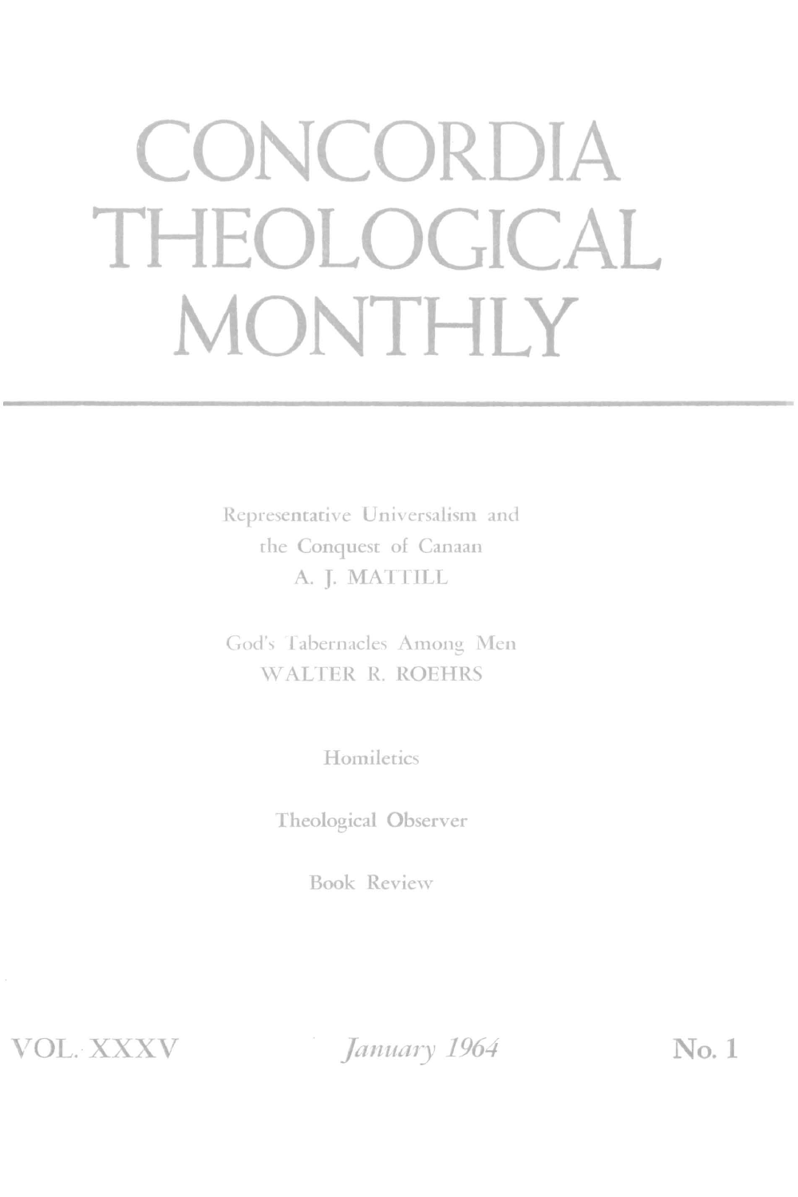# CONCORDIA THEOLOGICAL MONTHLY

Representative Universalism and the Conquest of Canaan
A. J. MATTILL

God's Tabernacles Among Men
WALTER R. ROEHRS

Homiletics

Theological Observer

Book Review

VOL. XXXV — *January 1964* — No. 1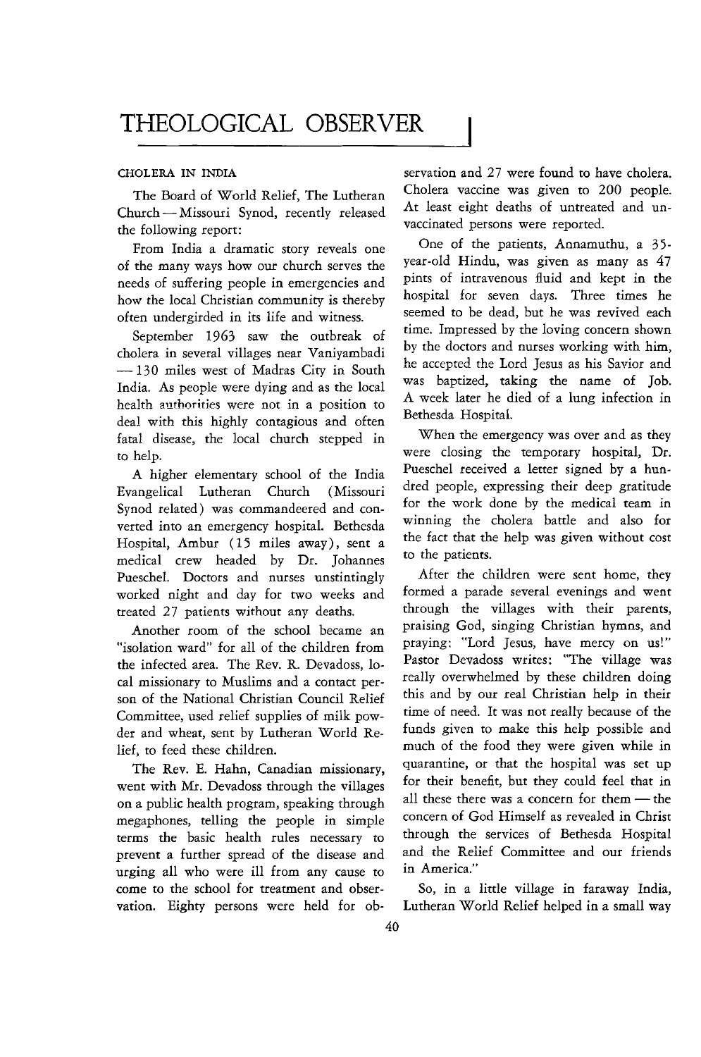# THEOLOGICAL OBSERVER

## CHOLERA IN INDIA

The Board of World Relief, The Lutheran Church — Missouri Synod, recently released the following report:

From India a dramatic story reveals one of the many ways how our church serves the needs of suffering people in emergencies and how the local Christian community is thereby often undergirded in its life and witness.

September 1963 saw the outbreak of cholera in several villages near Vaniyambadi — 130 miles west of Madras City in South India. As people were dying and as the local health authorities were not in a position to deal with this highly contagious and often fatal disease, the local church stepped in to help.

A higher elementary school of the India Evangelical Lutheran Church (Missouri Synod related) was commandeered and converted into an emergency hospital. Bethesda Hospital, Ambur (15 miles away), sent a medical crew headed by Dr. Johannes Pueschel. Doctors and nurses unstintingly worked night and day for two weeks and treated 27 patients without any deaths.

Another room of the school became an "isolation ward" for all of the children from the infected area. The Rev. R. Devadoss, local missionary to Muslims and a contact person of the National Christian Council Relief Committee, used relief supplies of milk powder and wheat, sent by Lutheran World Relief, to feed these children.

The Rev. E. Hahn, Canadian missionary, went with Mr. Devadoss through the villages on a public health program, speaking through megaphones, telling the people in simple terms the basic health rules necessary to prevent a further spread of the disease and urging all who were ill from any cause to come to the school for treatment and observation. Eighty persons were held for observation and 27 were found to have cholera. Cholera vaccine was given to 200 people. At least eight deaths of untreated and unvaccinated persons were reported.

One of the patients, Annamuthu, a 35-year-old Hindu, was given as many as 47 pints of intravenous fluid and kept in the hospital for seven days. Three times he seemed to be dead, but he was revived each time. Impressed by the loving concern shown by the doctors and nurses working with him, he accepted the Lord Jesus as his Savior and was baptized, taking the name of Job. A week later he died of a lung infection in Bethesda Hospital.

When the emergency was over and as they were closing the temporary hospital, Dr. Pueschel received a letter signed by a hundred people, expressing their deep gratitude for the work done by the medical team in winning the cholera battle and also for the fact that the help was given without cost to the patients.

After the children were sent home, they formed a parade several evenings and went through the villages with their parents, praising God, singing Christian hymns, and praying: "Lord Jesus, have mercy on us!" Pastor Devadoss writes: "The village was really overwhelmed by these children doing this and by our real Christian help in their time of need. It was not really because of the funds given to make this help possible and much of the food they were given while in quarantine, or that the hospital was set up for their benefit, but they could feel that in all these there was a concern for them — the concern of God Himself as revealed in Christ through the services of Bethesda Hospital and the Relief Committee and our friends in America."

So, in a little village in faraway India, Lutheran World Relief helped in a small way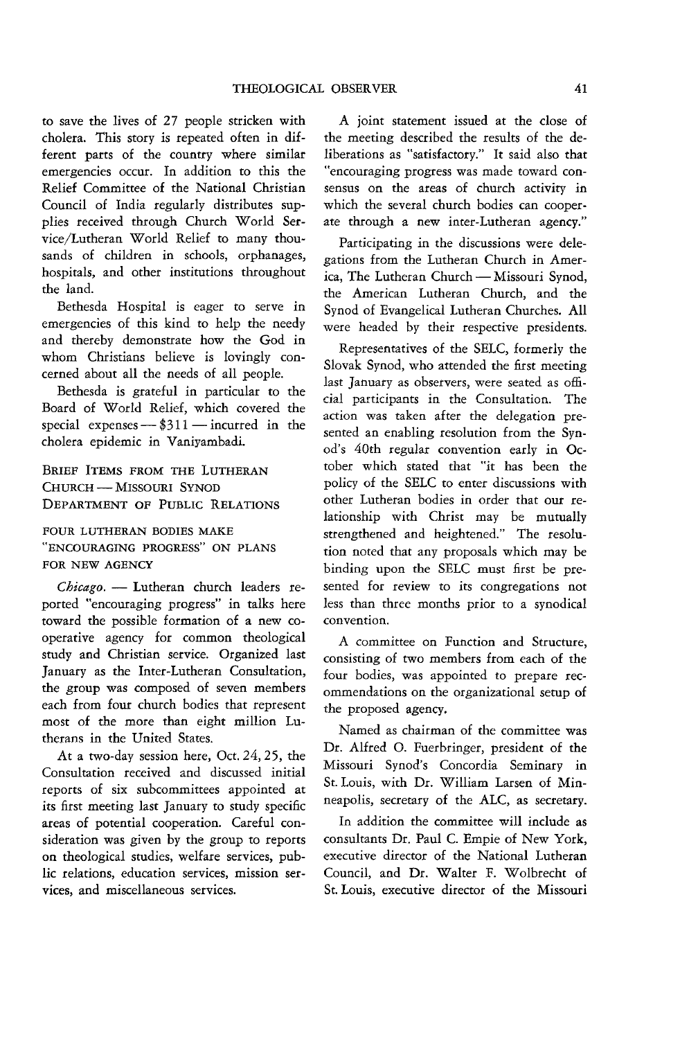to save the lives of 27 people stricken with cholera. This story is repeated often in different parts of the country where similar emergencies occur. In addition to this the Relief Committee of the National Christian Council of India regularly distributes supplies received through Church World Service/Lutheran World Relief to many thousands of children in schools, orphanages, hospitals, and other institutions throughout the land.

Bethesda Hospital is eager to serve in emergencies of this kind to help the needy and thereby demonstrate how the God in whom Christians believe is lovingly concerned about all the needs of all people.

Bethesda is grateful in particular to the Board of World Relief, which covered the special expenses — $311 — incurred in the cholera epidemic in Vaniyambadi.

## BRIEF ITEMS FROM THE LUTHERAN CHURCH — MISSOURI SYNOD DEPARTMENT OF PUBLIC RELATIONS

### FOUR LUTHERAN BODIES MAKE "ENCOURAGING PROGRESS" ON PLANS FOR NEW AGENCY

*Chicago.* — Lutheran church leaders reported "encouraging progress" in talks here toward the possible formation of a new cooperative agency for common theological study and Christian service. Organized last January as the Inter-Lutheran Consultation, the group was composed of seven members each from four church bodies that represent most of the more than eight million Lutherans in the United States.

At a two-day session here, Oct. 24, 25, the Consultation received and discussed initial reports of six subcommittees appointed at its first meeting last January to study specific areas of potential cooperation. Careful consideration was given by the group to reports on theological studies, welfare services, public relations, education services, mission services, and miscellaneous services.

A joint statement issued at the close of the meeting described the results of the deliberations as "satisfactory." It said also that "encouraging progress was made toward consensus on the areas of church activity in which the several church bodies can cooperate through a new inter-Lutheran agency."

Participating in the discussions were delegations from the Lutheran Church in America, The Lutheran Church — Missouri Synod, the American Lutheran Church, and the Synod of Evangelical Lutheran Churches. All were headed by their respective presidents.

Representatives of the SELC, formerly the Slovak Synod, who attended the first meeting last January as observers, were seated as official participants in the Consultation. The action was taken after the delegation presented an enabling resolution from the Synod's 40th regular convention early in October which stated that "it has been the policy of the SELC to enter discussions with other Lutheran bodies in order that our relationship with Christ may be mutually strengthened and heightened." The resolution noted that any proposals which may be binding upon the SELC must first be presented for review to its congregations not less than three months prior to a synodical convention.

A committee on Function and Structure, consisting of two members from each of the four bodies, was appointed to prepare recommendations on the organizational setup of the proposed agency.

Named as chairman of the committee was Dr. Alfred O. Fuerbringer, president of the Missouri Synod's Concordia Seminary in St. Louis, with Dr. William Larsen of Minneapolis, secretary of the ALC, as secretary.

In addition the committee will include as consultants Dr. Paul C. Empie of New York, executive director of the National Lutheran Council, and Dr. Walter F. Wolbrecht of St. Louis, executive director of the Missouri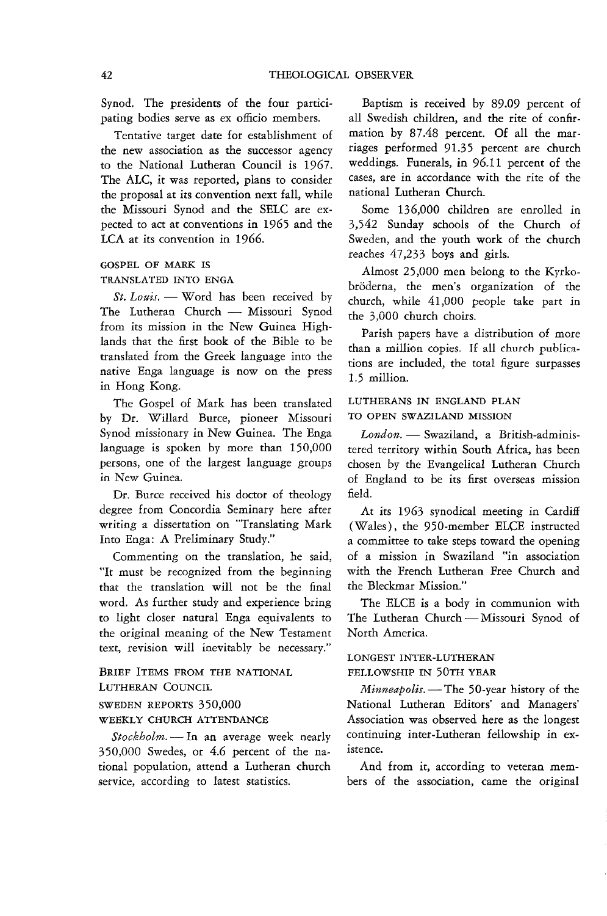Synod. The presidents of the four participating bodies serve as ex officio members.

Tentative target date for establishment of the new association as the successor agency to the National Lutheran Council is 1967. The ALC, it was reported, plans to consider the proposal at its convention next fall, while the Missouri Synod and the SELC are expected to act at conventions in 1965 and the LCA at its convention in 1966.

### GOSPEL OF MARK IS TRANSLATED INTO ENGA

*St. Louis.* — Word has been received by The Lutheran Church — Missouri Synod from its mission in the New Guinea Highlands that the first book of the Bible to be translated from the Greek language into the native Enga language is now on the press in Hong Kong.

The Gospel of Mark has been translated by Dr. Willard Burce, pioneer Missouri Synod missionary in New Guinea. The Enga language is spoken by more than 150,000 persons, one of the largest language groups in New Guinea.

Dr. Burce received his doctor of theology degree from Concordia Seminary here after writing a dissertation on "Translating Mark Into Enga: A Preliminary Study."

Commenting on the translation, he said, "It must be recognized from the beginning that the translation will not be the final word. As further study and experience bring to light closer natural Enga equivalents to the original meaning of the New Testament text, revision will inevitably be necessary."

## BRIEF ITEMS FROM THE NATIONAL LUTHERAN COUNCIL

### SWEDEN REPORTS 350,000 WEEKLY CHURCH ATTENDANCE

*Stockholm.* — In an average week nearly 350,000 Swedes, or 4.6 percent of the national population, attend a Lutheran church service, according to latest statistics.

Baptism is received by 89.09 percent of all Swedish children, and the rite of confirmation by 87.48 percent. Of all the marriages performed 91.35 percent are church weddings. Funerals, in 96.11 percent of the cases, are in accordance with the rite of the national Lutheran Church.

Some 136,000 children are enrolled in 3,542 Sunday schools of the Church of Sweden, and the youth work of the church reaches 47,233 boys and girls.

Almost 25,000 men belong to the Kyrkobröderna, the men's organization of the church, while 41,000 people take part in the 3,000 church choirs.

Parish papers have a distribution of more than a million copies. If all church publications are included, the total figure surpasses 1.5 million.

### LUTHERANS IN ENGLAND PLAN TO OPEN SWAZILAND MISSION

*London.* — Swaziland, a British-administered territory within South Africa, has been chosen by the Evangelical Lutheran Church of England to be its first overseas mission field.

At its 1963 synodical meeting in Cardiff (Wales), the 950-member ELCE instructed a committee to take steps toward the opening of a mission in Swaziland "in association with the French Lutheran Free Church and the Bleckmar Mission."

The ELCE is a body in communion with The Lutheran Church — Missouri Synod of North America.

### LONGEST INTER-LUTHERAN FELLOWSHIP IN 50TH YEAR

*Minneapolis.* — The 50-year history of the National Lutheran Editors' and Managers' Association was observed here as the longest continuing inter-Lutheran fellowship in existence.

And from it, according to veteran members of the association, came the original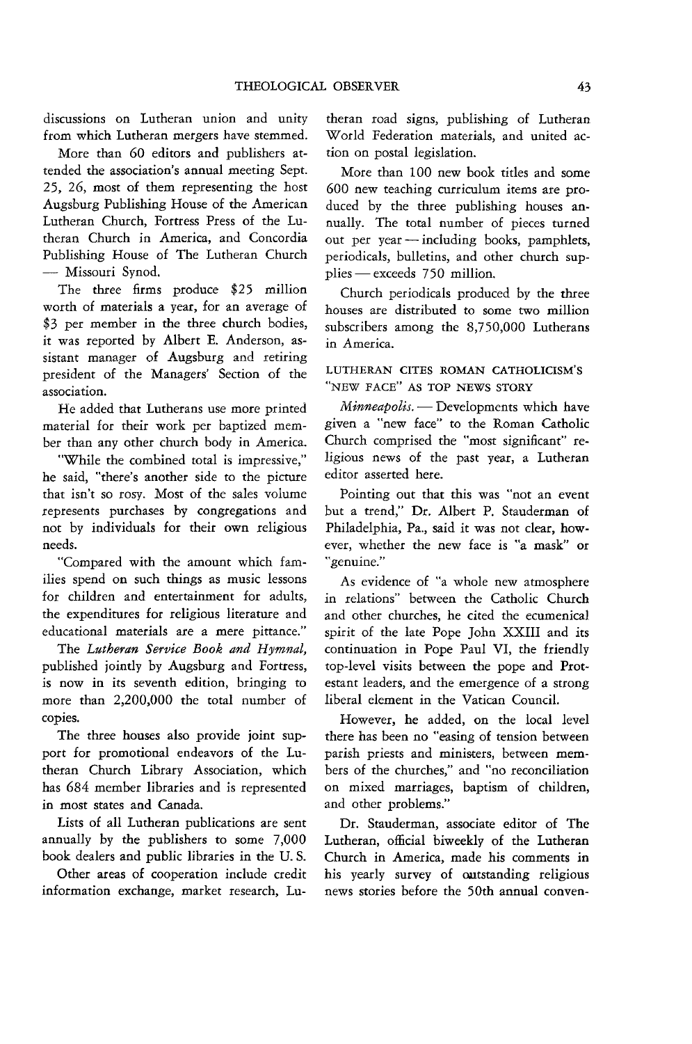discussions on Lutheran union and unity from which Lutheran mergers have stemmed.

More than 60 editors and publishers attended the association's annual meeting Sept. 25, 26, most of them representing the host Augsburg Publishing House of the American Lutheran Church, Fortress Press of the Lutheran Church in America, and Concordia Publishing House of The Lutheran Church — Missouri Synod.

The three firms produce $25 million worth of materials a year, for an average of $3 per member in the three church bodies, it was reported by Albert E. Anderson, assistant manager of Augsburg and retiring president of the Managers' Section of the association.

He added that Lutherans use more printed material for their work per baptized member than any other church body in America.

"While the combined total is impressive," he said, "there's another side to the picture that isn't so rosy. Most of the sales volume represents purchases by congregations and not by individuals for their own religious needs.

"Compared with the amount which families spend on such things as music lessons for children and entertainment for adults, the expenditures for religious literature and educational materials are a mere pittance."

The *Lutheran Service Book and Hymnal*, published jointly by Augsburg and Fortress, is now in its seventh edition, bringing to more than 2,200,000 the total number of copies.

The three houses also provide joint support for promotional endeavors of the Lutheran Church Library Association, which has 684 member libraries and is represented in most states and Canada.

Lists of all Lutheran publications are sent annually by the publishers to some 7,000 book dealers and public libraries in the U. S.

Other areas of cooperation include credit information exchange, market research, Lutheran road signs, publishing of Lutheran World Federation materials, and united action on postal legislation.

More than 100 new book titles and some 600 new teaching curriculum items are produced by the three publishing houses annually. The total number of pieces turned out per year — including books, pamphlets, periodicals, bulletins, and other church supplies — exceeds 750 million.

Church periodicals produced by the three houses are distributed to some two million subscribers among the 8,750,000 Lutherans in America.

## LUTHERAN CITES ROMAN CATHOLICISM'S "NEW FACE" AS TOP NEWS STORY

*Minneapolis.* — Developments which have given a "new face" to the Roman Catholic Church comprised the "most significant" religious news of the past year, a Lutheran editor asserted here.

Pointing out that this was "not an event but a trend," Dr. Albert P. Stauderman of Philadelphia, Pa., said it was not clear, however, whether the new face is "a mask" or "genuine."

As evidence of "a whole new atmosphere in relations" between the Catholic Church and other churches, he cited the ecumenical spirit of the late Pope John XXIII and its continuation in Pope Paul VI, the friendly top-level visits between the pope and Protestant leaders, and the emergence of a strong liberal element in the Vatican Council.

However, he added, on the local level there has been no "easing of tension between parish priests and ministers, between members of the churches," and "no reconciliation on mixed marriages, baptism of children, and other problems."

Dr. Stauderman, associate editor of The Lutheran, official biweekly of the Lutheran Church in America, made his comments in his yearly survey of outstanding religious news stories before the 50th annual conven-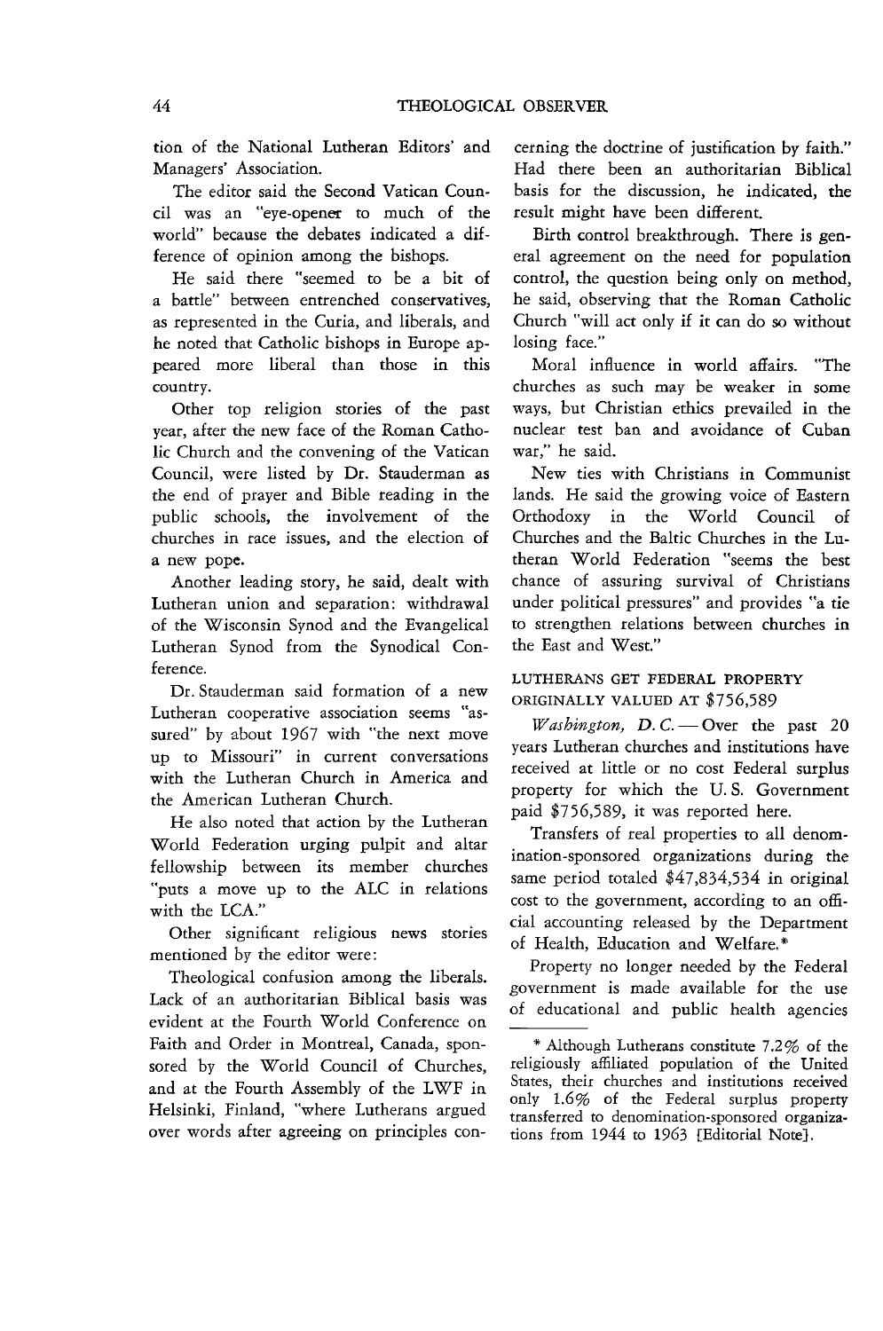tion of the National Lutheran Editors' and Managers' Association.

The editor said the Second Vatican Council was an "eye-opener to much of the world" because the debates indicated a difference of opinion among the bishops.

He said there "seemed to be a bit of a battle" between entrenched conservatives, as represented in the Curia, and liberals, and he noted that Catholic bishops in Europe appeared more liberal than those in this country.

Other top religion stories of the past year, after the new face of the Roman Catholic Church and the convening of the Vatican Council, were listed by Dr. Stauderman as the end of prayer and Bible reading in the public schools, the involvement of the churches in race issues, and the election of a new pope.

Another leading story, he said, dealt with Lutheran union and separation: withdrawal of the Wisconsin Synod and the Evangelical Lutheran Synod from the Synodical Conference.

Dr. Stauderman said formation of a new Lutheran cooperative association seems "assured" by about 1967 with "the next move up to Missouri" in current conversations with the Lutheran Church in America and the American Lutheran Church.

He also noted that action by the Lutheran World Federation urging pulpit and altar fellowship between its member churches "puts a move up to the ALC in relations with the LCA."

Other significant religious news stories mentioned by the editor were:

Theological confusion among the liberals. Lack of an authoritarian Biblical basis was evident at the Fourth World Conference on Faith and Order in Montreal, Canada, sponsored by the World Council of Churches, and at the Fourth Assembly of the LWF in Helsinki, Finland, "where Lutherans argued over words after agreeing on principles concerning the doctrine of justification by faith." Had there been an authoritarian Biblical basis for the discussion, he indicated, the result might have been different.

Birth control breakthrough. There is general agreement on the need for population control, the question being only on method, he said, observing that the Roman Catholic Church "will act only if it can do so without losing face."

Moral influence in world affairs. "The churches as such may be weaker in some ways, but Christian ethics prevailed in the nuclear test ban and avoidance of Cuban war," he said.

New ties with Christians in Communist lands. He said the growing voice of Eastern Orthodoxy in the World Council of Churches and the Baltic Churches in the Lutheran World Federation "seems the best chance of assuring survival of Christians under political pressures" and provides "a tie to strengthen relations between churches in the East and West."

### LUTHERANS GET FEDERAL PROPERTY ORIGINALLY VALUED AT $756,589

*Washington, D. C.* — Over the past 20 years Lutheran churches and institutions have received at little or no cost Federal surplus property for which the U. S. Government paid $756,589, it was reported here.

Transfers of real properties to all denomination-sponsored organizations during the same period totaled $47,834,534 in original cost to the government, according to an official accounting released by the Department of Health, Education and Welfare.*

Property no longer needed by the Federal government is made available for the use of educational and public health agencies

* Although Lutherans constitute 7.2% of the religiously affiliated population of the United States, their churches and institutions received only 1.6% of the Federal surplus property transferred to denomination-sponsored organizations from 1944 to 1963 [Editorial Note].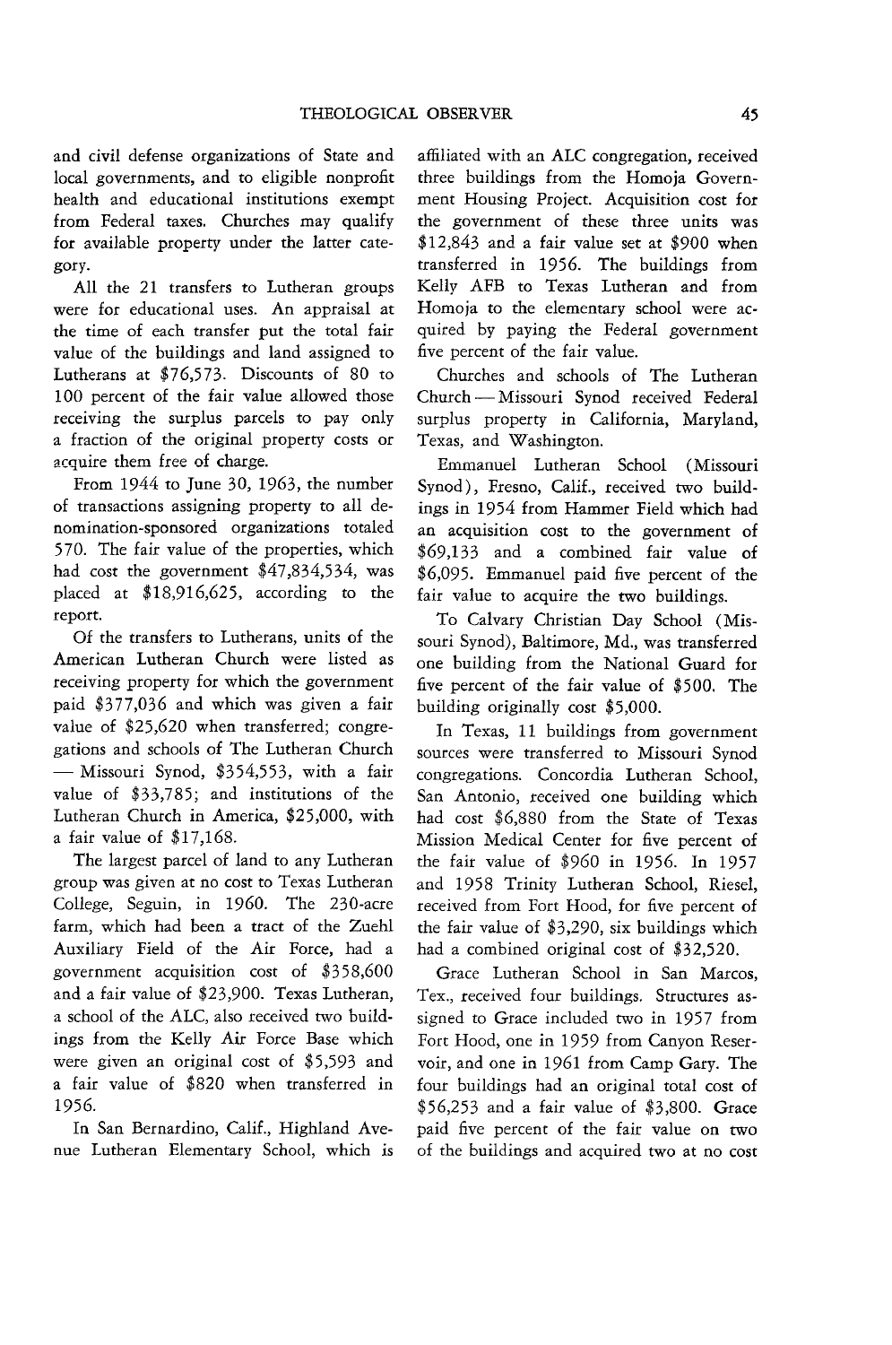and civil defense organizations of State and local governments, and to eligible nonprofit health and educational institutions exempt from Federal taxes. Churches may qualify for available property under the latter category.

All the 21 transfers to Lutheran groups were for educational uses. An appraisal at the time of each transfer put the total fair value of the buildings and land assigned to Lutherans at $76,573. Discounts of 80 to 100 percent of the fair value allowed those receiving the surplus parcels to pay only a fraction of the original property costs or acquire them free of charge.

From 1944 to June 30, 1963, the number of transactions assigning property to all denomination-sponsored organizations totaled 570. The fair value of the properties, which had cost the government $47,834,534, was placed at $18,916,625, according to the report.

Of the transfers to Lutherans, units of the American Lutheran Church were listed as receiving property for which the government paid $377,036 and which was given a fair value of $25,620 when transferred; congregations and schools of The Lutheran Church — Missouri Synod, $354,553, with a fair value of $33,785; and institutions of the Lutheran Church in America, $25,000, with a fair value of $17,168.

The largest parcel of land to any Lutheran group was given at no cost to Texas Lutheran College, Seguin, in 1960. The 230-acre farm, which had been a tract of the Zuehl Auxiliary Field of the Air Force, had a government acquisition cost of $358,600 and a fair value of $23,900. Texas Lutheran, a school of the ALC, also received two buildings from the Kelly Air Force Base which were given an original cost of $5,593 and a fair value of $820 when transferred in 1956.

In San Bernardino, Calif., Highland Avenue Lutheran Elementary School, which is affiliated with an ALC congregation, received three buildings from the Homoja Government Housing Project. Acquisition cost for the government of these three units was $12,843 and a fair value set at $900 when transferred in 1956. The buildings from Kelly AFB to Texas Lutheran and from Homoja to the elementary school were acquired by paying the Federal government five percent of the fair value.

Churches and schools of The Lutheran Church — Missouri Synod received Federal surplus property in California, Maryland, Texas, and Washington.

Emmanuel Lutheran School (Missouri Synod), Fresno, Calif., received two buildings in 1954 from Hammer Field which had an acquisition cost to the government of $69,133 and a combined fair value of $6,095. Emmanuel paid five percent of the fair value to acquire the two buildings.

To Calvary Christian Day School (Missouri Synod), Baltimore, Md., was transferred one building from the National Guard for five percent of the fair value of $500. The building originally cost $5,000.

In Texas, 11 buildings from government sources were transferred to Missouri Synod congregations. Concordia Lutheran School, San Antonio, received one building which had cost $6,880 from the State of Texas Mission Medical Center for five percent of the fair value of $960 in 1956. In 1957 and 1958 Trinity Lutheran School, Riesel, received from Fort Hood, for five percent of the fair value of $3,290, six buildings which had a combined original cost of $32,520.

Grace Lutheran School in San Marcos, Tex., received four buildings. Structures assigned to Grace included two in 1957 from Fort Hood, one in 1959 from Canyon Reservoir, and one in 1961 from Camp Gary. The four buildings had an original total cost of $56,253 and a fair value of $3,800. Grace paid five percent of the fair value on two of the buildings and acquired two at no cost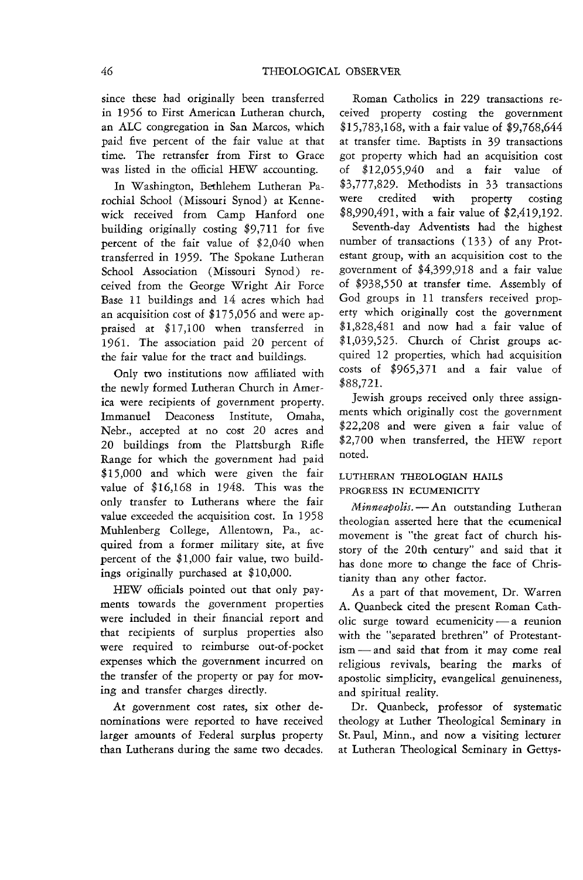since these had originally been transferred in 1956 to First American Lutheran church, an ALC congregation in San Marcos, which paid five percent of the fair value at that time. The retransfer from First to Grace was listed in the official HEW accounting.

In Washington, Bethlehem Lutheran Parochial School (Missouri Synod) at Kennewick received from Camp Hanford one building originally costing $9,711 for five percent of the fair value of $2,040 when transferred in 1959. The Spokane Lutheran School Association (Missouri Synod) received from the George Wright Air Force Base 11 buildings and 14 acres which had an acquisition cost of $175,056 and were appraised at $17,100 when transferred in 1961. The association paid 20 percent of the fair value for the tract and buildings.

Only two institutions now affiliated with the newly formed Lutheran Church in America were recipients of government property. Immanuel Deaconess Institute, Omaha, Nebr., accepted at no cost 20 acres and 20 buildings from the Plattsburgh Rifle Range for which the government had paid $15,000 and which were given the fair value of $16,168 in 1948. This was the only transfer to Lutherans where the fair value exceeded the acquisition cost. In 1958 Muhlenberg College, Allentown, Pa., acquired from a former military site, at five percent of the $1,000 fair value, two buildings originally purchased at $10,000.

HEW officials pointed out that only payments towards the government properties were included in their financial report and that recipients of surplus properties also were required to reimburse out-of-pocket expenses which the government incurred on the transfer of the property or pay for moving and transfer charges directly.

At government cost rates, six other denominations were reported to have received larger amounts of Federal surplus property than Lutherans during the same two decades.

Roman Catholics in 229 transactions received property costing the government $15,783,168, with a fair value of $9,768,644 at transfer time. Baptists in 39 transactions got property which had an acquisition cost of $12,055,940 and a fair value of $3,777,829. Methodists in 33 transactions were credited with property costing $8,990,491, with a fair value of $2,419,192.

Seventh-day Adventists had the highest number of transactions (133) of any Protestant group, with an acquisition cost to the government of $4,399,918 and a fair value of $938,550 at transfer time. Assembly of God groups in 11 transfers received property which originally cost the government $1,828,481 and now had a fair value of $1,039,525. Church of Christ groups acquired 12 properties, which had acquisition costs of $965,371 and a fair value of $88,721.

Jewish groups received only three assignments which originally cost the government $22,208 and were given a fair value of $2,700 when transferred, the HEW report noted.

## LUTHERAN THEOLOGIAN HAILS PROGRESS IN ECUMENICITY

*Minneapolis.* — An outstanding Lutheran theologian asserted here that the ecumenical movement is "the great fact of church history of the 20th century" and said that it has done more to change the face of Christianity than any other factor.

As a part of that movement, Dr. Warren A. Quanbeck cited the present Roman Catholic surge toward ecumenicity — a reunion with the "separated brethren" of Protestantism — and said that from it may come real religious revivals, bearing the marks of apostolic simplicity, evangelical genuineness, and spiritual reality.

Dr. Quanbeck, professor of systematic theology at Luther Theological Seminary in St. Paul, Minn., and now a visiting lecturer at Lutheran Theological Seminary in Gettys-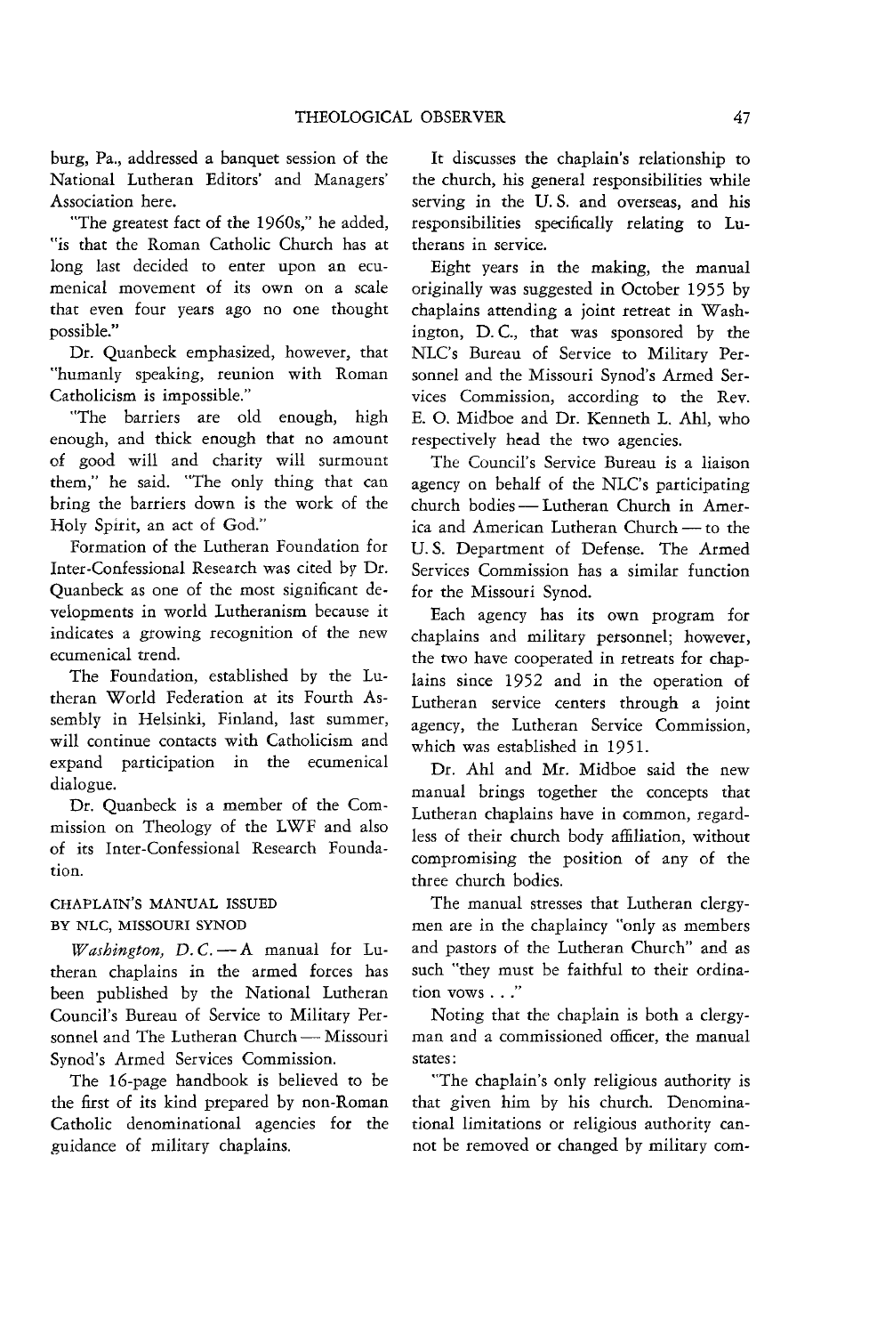burg, Pa., addressed a banquet session of the National Lutheran Editors' and Managers' Association here.

"The greatest fact of the 1960s," he added, "is that the Roman Catholic Church has at long last decided to enter upon an ecumenical movement of its own on a scale that even four years ago no one thought possible."

Dr. Quanbeck emphasized, however, that "humanly speaking, reunion with Roman Catholicism is impossible."

"The barriers are old enough, high enough, and thick enough that no amount of good will and charity will surmount them," he said. "The only thing that can bring the barriers down is the work of the Holy Spirit, an act of God."

Formation of the Lutheran Foundation for Inter-Confessional Research was cited by Dr. Quanbeck as one of the most significant developments in world Lutheranism because it indicates a growing recognition of the new ecumenical trend.

The Foundation, established by the Lutheran World Federation at its Fourth Assembly in Helsinki, Finland, last summer, will continue contacts with Catholicism and expand participation in the ecumenical dialogue.

Dr. Quanbeck is a member of the Commission on Theology of the LWF and also of its Inter-Confessional Research Foundation.

### CHAPLAIN'S MANUAL ISSUED BY NLC, MISSOURI SYNOD

*Washington, D. C.* — A manual for Lutheran chaplains in the armed forces has been published by the National Lutheran Council's Bureau of Service to Military Personnel and The Lutheran Church — Missouri Synod's Armed Services Commission.

The 16-page handbook is believed to be the first of its kind prepared by non-Roman Catholic denominational agencies for the guidance of military chaplains.

It discusses the chaplain's relationship to the church, his general responsibilities while serving in the U. S. and overseas, and his responsibilities specifically relating to Lutherans in service.

Eight years in the making, the manual originally was suggested in October 1955 by chaplains attending a joint retreat in Washington, D. C., that was sponsored by the NLC's Bureau of Service to Military Personnel and the Missouri Synod's Armed Services Commission, according to the Rev. E. O. Midboe and Dr. Kenneth L. Ahl, who respectively head the two agencies.

The Council's Service Bureau is a liaison agency on behalf of the NLC's participating church bodies — Lutheran Church in America and American Lutheran Church — to the U. S. Department of Defense. The Armed Services Commission has a similar function for the Missouri Synod.

Each agency has its own program for chaplains and military personnel; however, the two have cooperated in retreats for chaplains since 1952 and in the operation of Lutheran service centers through a joint agency, the Lutheran Service Commission, which was established in 1951.

Dr. Ahl and Mr. Midboe said the new manual brings together the concepts that Lutheran chaplains have in common, regardless of their church body affiliation, without compromising the position of any of the three church bodies.

The manual stresses that Lutheran clergymen are in the chaplaincy "only as members and pastors of the Lutheran Church" and as such "they must be faithful to their ordination vows . . ."

Noting that the chaplain is both a clergyman and a commissioned officer, the manual states:

"The chaplain's only religious authority is that given him by his church. Denominational limitations or religious authority cannot be removed or changed by military com-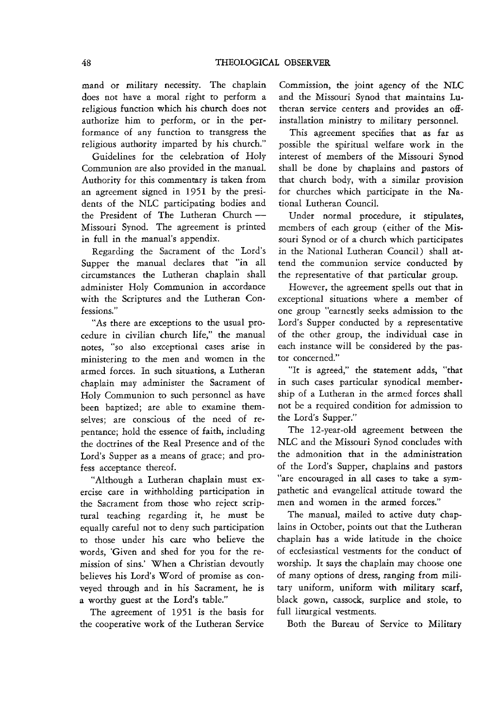mand or military necessity. The chaplain does not have a moral right to perform a religious function which his church does not authorize him to perform, or in the performance of any function to transgress the religious authority imparted by his church."

Guidelines for the celebration of Holy Communion are also provided in the manual. Authority for this commentary is taken from an agreement signed in 1951 by the presidents of the NLC participating bodies and the President of The Lutheran Church — Missouri Synod. The agreement is printed in full in the manual's appendix.

Regarding the Sacrament of the Lord's Supper the manual declares that "in all circumstances the Lutheran chaplain shall administer Holy Communion in accordance with the Scriptures and the Lutheran Confessions."

"As there are exceptions to the usual procedure in civilian church life," the manual notes, "so also exceptional cases arise in ministering to the men and women in the armed forces. In such situations, a Lutheran chaplain may administer the Sacrament of Holy Communion to such personnel as have been baptized; are able to examine themselves; are conscious of the need of repentance; hold the essence of faith, including the doctrines of the Real Presence and of the Lord's Supper as a means of grace; and profess acceptance thereof.

"Although a Lutheran chaplain must exercise care in withholding participation in the Sacrament from those who reject scriptural teaching regarding it, he must be equally careful not to deny such participation to those under his care who believe the words, 'Given and shed for you for the remission of sins.' When a Christian devoutly believes his Lord's Word of promise as conveyed through and in his Sacrament, he is a worthy guest at the Lord's table."

The agreement of 1951 is the basis for the cooperative work of the Lutheran Service Commission, the joint agency of the NLC and the Missouri Synod that maintains Lutheran service centers and provides an off-installation ministry to military personnel.

This agreement specifies that as far as possible the spiritual welfare work in the interest of members of the Missouri Synod shall be done by chaplains and pastors of that church body, with a similar provision for churches which participate in the National Lutheran Council.

Under normal procedure, it stipulates, members of each group (either of the Missouri Synod or of a church which participates in the National Lutheran Council) shall attend the communion service conducted by the representative of that particular group.

However, the agreement spells out that in exceptional situations where a member of one group "earnestly seeks admission to the Lord's Supper conducted by a representative of the other group, the individual case in each instance will be considered by the pastor concerned."

"It is agreed," the statement adds, "that in such cases particular synodical membership of a Lutheran in the armed forces shall not be a required condition for admission to the Lord's Supper."

The 12-year-old agreement between the NLC and the Missouri Synod concludes with the admonition that in the administration of the Lord's Supper, chaplains and pastors "are encouraged in all cases to take a sympathetic and evangelical attitude toward the men and women in the armed forces."

The manual, mailed to active duty chaplains in October, points out that the Lutheran chaplain has a wide latitude in the choice of ecclesiastical vestments for the conduct of worship. It says the chaplain may choose one of many options of dress, ranging from military uniform, uniform with military scarf, black gown, cassock, surplice and stole, to full liturgical vestments.

Both the Bureau of Service to Military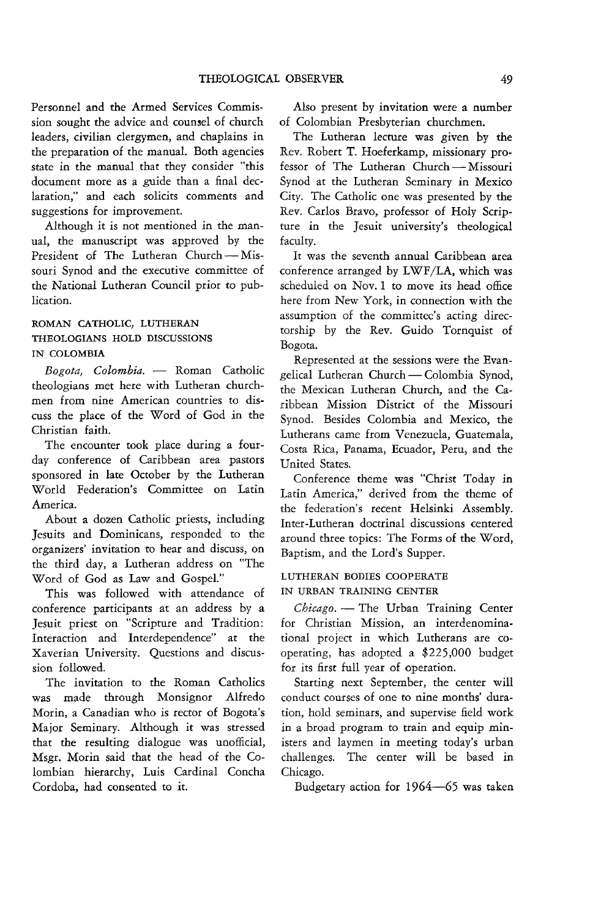Personnel and the Armed Services Commission sought the advice and counsel of church leaders, civilian clergymen, and chaplains in the preparation of the manual. Both agencies state in the manual that they consider "this document more as a guide than a final declaration," and each solicits comments and suggestions for improvement.

Although it is not mentioned in the manual, the manuscript was approved by the President of The Lutheran Church — Missouri Synod and the executive committee of the National Lutheran Council prior to publication.

### ROMAN CATHOLIC, LUTHERAN THEOLOGIANS HOLD DISCUSSIONS IN COLOMBIA

*Bogota, Colombia.* — Roman Catholic theologians met here with Lutheran churchmen from nine American countries to discuss the place of the Word of God in the Christian faith.

The encounter took place during a four-day conference of Caribbean area pastors sponsored in late October by the Lutheran World Federation's Committee on Latin America.

About a dozen Catholic priests, including Jesuits and Dominicans, responded to the organizers' invitation to hear and discuss, on the third day, a Lutheran address on "The Word of God as Law and Gospel."

This was followed with attendance of conference participants at an address by a Jesuit priest on "Scripture and Tradition: Interaction and Interdependence" at the Xaverian University. Questions and discussion followed.

The invitation to the Roman Catholics was made through Monsignor Alfredo Morin, a Canadian who is rector of Bogota's Major Seminary. Although it was stressed that the resulting dialogue was unofficial, Msgr. Morin said that the head of the Colombian hierarchy, Luis Cardinal Concha Cordoba, had consented to it.

Also present by invitation were a number of Colombian Presbyterian churchmen.

The Lutheran lecture was given by the Rev. Robert T. Hoeferkamp, missionary professor of The Lutheran Church — Missouri Synod at the Lutheran Seminary in Mexico City. The Catholic one was presented by the Rev. Carlos Bravo, professor of Holy Scripture in the Jesuit university's theological faculty.

It was the seventh annual Caribbean area conference arranged by LWF/LA, which was scheduled on Nov. 1 to move its head office here from New York, in connection with the assumption of the committee's acting directorship by the Rev. Guido Tornquist of Bogota.

Represented at the sessions were the Evangelical Lutheran Church — Colombia Synod, the Mexican Lutheran Church, and the Caribbean Mission District of the Missouri Synod. Besides Colombia and Mexico, the Lutherans came from Venezuela, Guatemala, Costa Rica, Panama, Ecuador, Peru, and the United States.

Conference theme was "Christ Today in Latin America," derived from the theme of the federation's recent Helsinki Assembly. Inter-Lutheran doctrinal discussions centered around three topics: The Forms of the Word, Baptism, and the Lord's Supper.

### LUTHERAN BODIES COOPERATE IN URBAN TRAINING CENTER

*Chicago.* — The Urban Training Center for Christian Mission, an interdenominational project in which Lutherans are cooperating, has adopted a $225,000 budget for its first full year of operation.

Starting next September, the center will conduct courses of one to nine months' duration, hold seminars, and supervise field work in a broad program to train and equip ministers and laymen in meeting today's urban challenges. The center will be based in Chicago.

Budgetary action for 1964—65 was taken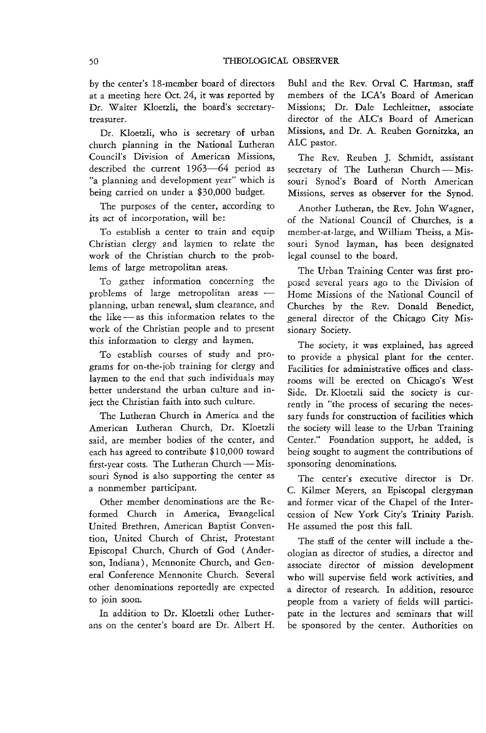by the center's 18-member board of directors at a meeting here Oct. 24, it was reported by Dr. Walter Kloetzli, the board's secretary-treasurer.

Dr. Kloetzli, who is secretary of urban church planning in the National Lutheran Council's Division of American Missions, described the current 1963—64 period as "a planning and development year" which is being carried on under a $30,000 budget.

The purposes of the center, according to its act of incorporation, will be:

To establish a center to train and equip Christian clergy and laymen to relate the work of the Christian church to the problems of large metropolitan areas.

To gather information concerning the problems of large metropolitan areas — planning, urban renewal, slum clearance, and the like — as this information relates to the work of the Christian people and to present this information to clergy and laymen.

To establish courses of study and programs for on-the-job training for clergy and laymen to the end that such individuals may better understand the urban culture and inject the Christian faith into such culture.

The Lutheran Church in America and the American Lutheran Church, Dr. Kloetzli said, are member bodies of the center, and each has agreed to contribute $10,000 toward first-year costs. The Lutheran Church — Missouri Synod is also supporting the center as a nonmember participant.

Other member denominations are the Reformed Church in America, Evangelical United Brethren, American Baptist Convention, United Church of Christ, Protestant Episcopal Church, Church of God (Anderson, Indiana), Mennonite Church, and General Conference Mennonite Church. Several other denominations reportedly are expected to join soon.

In addition to Dr. Kloetzli other Lutherans on the center's board are Dr. Albert H. Buhl and the Rev. Orval C. Hartman, staff members of the LCA's Board of American Missions; Dr. Dale Lechleitner, associate director of the ALC's Board of American Missions, and Dr. A. Reuben Gornitzka, an ALC pastor.

The Rev. Reuben J. Schmidt, assistant secretary of The Lutheran Church — Missouri Synod's Board of North American Missions, serves as observer for the Synod.

Another Lutheran, the Rev. John Wagner, of the National Council of Churches, is a member-at-large, and William Theiss, a Missouri Synod layman, has been designated legal counsel to the board.

The Urban Training Center was first proposed several years ago to the Division of Home Missions of the National Council of Churches by the Rev. Donald Benedict, general director of the Chicago City Missionary Society.

The society, it was explained, has agreed to provide a physical plant for the center. Facilities for administrative offices and classrooms will be erected on Chicago's West Side. Dr. Kloetzli said the society is currently in "the process of securing the necessary funds for construction of facilities which the society will lease to the Urban Training Center." Foundation support, he added, is being sought to augment the contributions of sponsoring denominations.

The center's executive director is Dr. C. Kilmer Meyers, an Episcopal clergyman and former vicar of the Chapel of the Intercession of New York City's Trinity Parish. He assumed the post this fall.

The staff of the center will include a theologian as director of studies, a director and associate director of mission development who will supervise field work activities, and a director of research. In addition, resource people from a variety of fields will participate in the lectures and seminars that will be sponsored by the center. Authorities on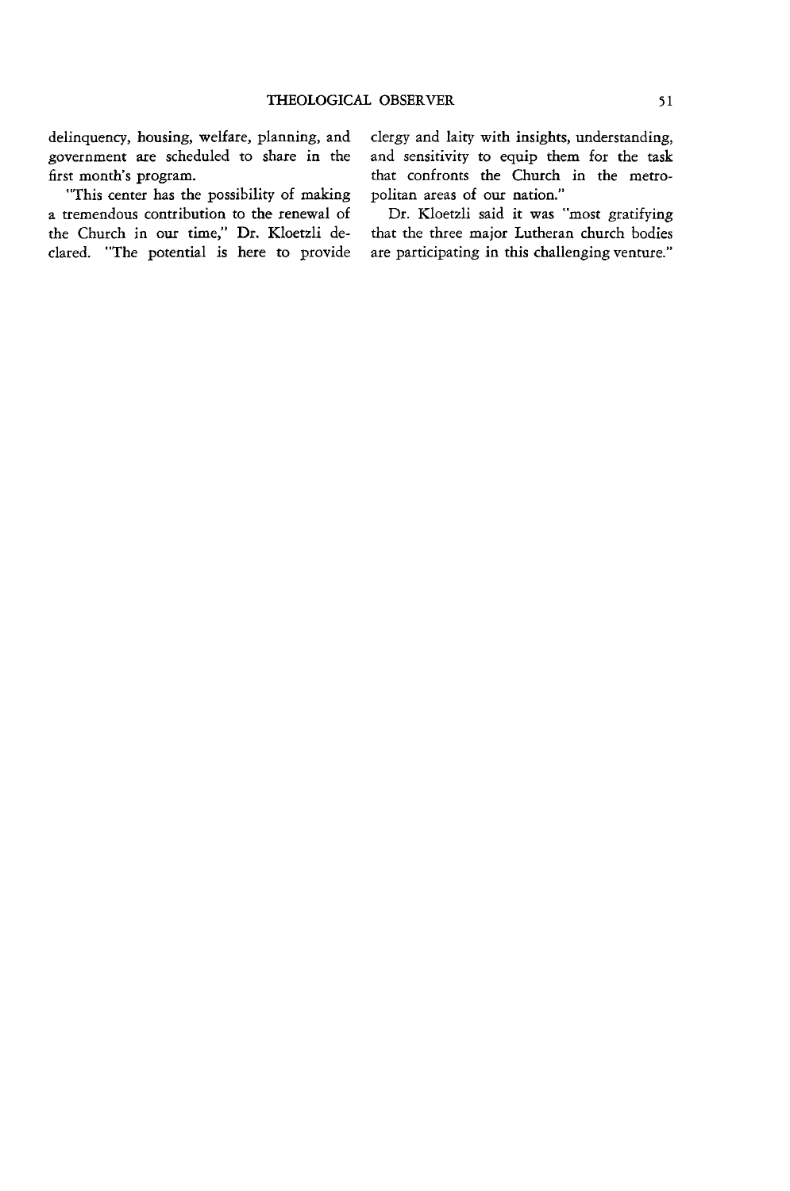delinquency, housing, welfare, planning, and government are scheduled to share in the first month's program.

"This center has the possibility of making a tremendous contribution to the renewal of the Church in our time," Dr. Kloetzli declared. "The potential is here to provide clergy and laity with insights, understanding, and sensitivity to equip them for the task that confronts the Church in the metropolitan areas of our nation."

Dr. Kloetzli said it was "most gratifying that the three major Lutheran church bodies are participating in this challenging venture."